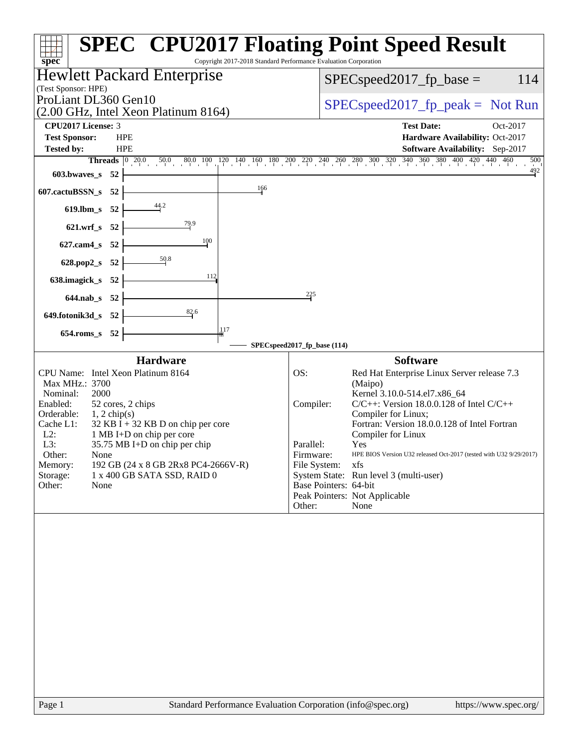# SPEC CPU2017 Floating Point Speed Result

Copyright 2017-2018 Standard Performance Evaluation Corporation

**Hewlett Packard Enterprise**
(Test Sponsor: HPE)

ProLiant DL360 Gen10
(2.00 GHz, Intel Xeon Platinum 8164)

SPECspeed2017_fp_base = 114

SPECspeed2017_fp_peak = Not Run

| | | | |
|---|---|---|---|
| **CPU2017 License:** | 3 | **Test Date:** | Oct-2017 |
| **Test Sponsor:** | HPE | **Hardware Availability:** | Oct-2017 |
| **Tested by:** | HPE | **Software Availability:** | Sep-2017 |

| Benchmark | Threads | Base Ratio |
|---|---|---|
| 603.bwaves_s | 52 | 492 |
| 607.cactuBSSN_s | 52 | 166 |
| 619.lbm_s | 52 | 44.2 |
| 621.wrf_s | 52 | 79.9 |
| 627.cam4_s | 52 | 100 |
| 628.pop2_s | 52 | 50.8 |
| 638.imagick_s | 52 | 112 |
| 644.nab_s | 52 | 225 |
| 649.fotonik3d_s | 52 | 82.6 |
| 654.roms_s | 52 | 117 |

SPECspeed2017_fp_base (114)

## Hardware

| | |
|---|---|
| CPU Name: | Intel Xeon Platinum 8164 |
| Max MHz.: | 3700 |
| Nominal: | 2000 |
| Enabled: | 52 cores, 2 chips |
| Orderable: | 1, 2 chip(s) |
| Cache L1: | 32 KB I + 32 KB D on chip per core |
| L2: | 1 MB I+D on chip per core |
| L3: | 35.75 MB I+D on chip per chip |
| Other: | None |
| Memory: | 192 GB (24 x 8 GB 2Rx8 PC4-2666V-R) |
| Storage: | 1 x 400 GB SATA SSD, RAID 0 |
| Other: | None |

## Software

| | |
|---|---|
| OS: | Red Hat Enterprise Linux Server release 7.3 (Maipo) Kernel 3.10.0-514.el7.x86_64 |
| Compiler: | C/C++: Version 18.0.0.128 of Intel C/C++ Compiler for Linux; Fortran: Version 18.0.0.128 of Intel Fortran Compiler for Linux |
| Parallel: | Yes |
| Firmware: | HPE BIOS Version U32 released Oct-2017 (tested with U32 9/29/2017) |
| File System: | xfs |
| System State: | Run level 3 (multi-user) |
| Base Pointers: | 64-bit |
| Peak Pointers: | Not Applicable |
| Other: | None |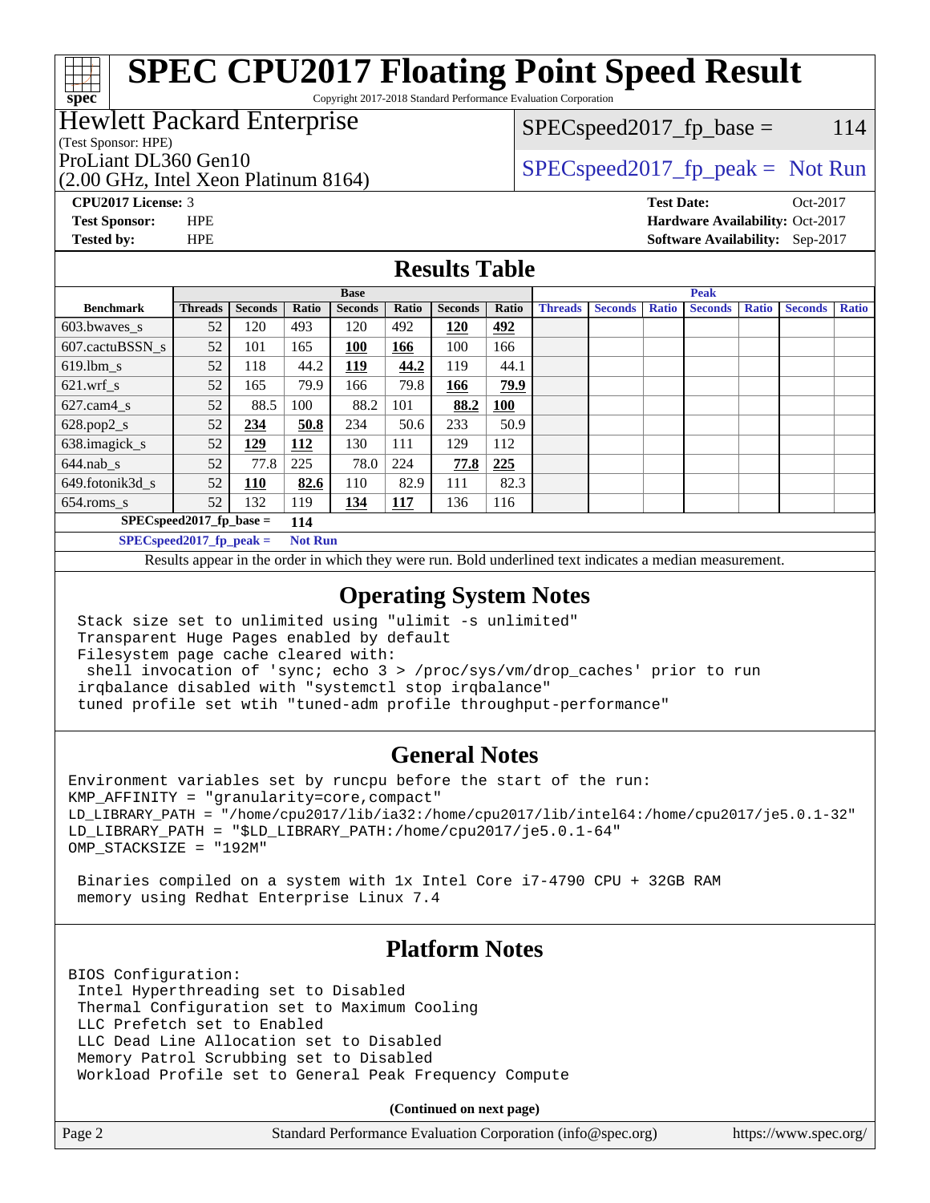# SPEC CPU2017 Floating Point Speed Result

Copyright 2017-2018 Standard Performance Evaluation Corporation

**Hewlett Packard Enterprise**
(Test Sponsor: HPE)
ProLiant DL360 Gen10
(2.00 GHz, Intel Xeon Platinum 8164)

SPECspeed2017_fp_base = 114

SPECspeed2017_fp_peak = Not Run

**CPU2017 License:** 3
**Test Sponsor:** HPE
**Tested by:** HPE

**Test Date:** Oct-2017
**Hardware Availability:** Oct-2017
**Software Availability:** Sep-2017

## Results Table

| Benchmark | Base | | | | | | | Peak | | | | | | |
|---|---|---|---|---|---|---|---|---|---|---|---|---|---|---|
| | Threads | Seconds | Ratio | Seconds | Ratio | Seconds | Ratio | Threads | Seconds | Ratio | Seconds | Ratio | Seconds | Ratio |
| 603.bwaves_s | 52 | 120 | 493 | 120 | 492 | **120** | **492** | | | | | | | |
| 607.cactuBSSN_s | 52 | 101 | 165 | **100** | **166** | 100 | 166 | | | | | | | |
| 619.lbm_s | 52 | 118 | 44.2 | **119** | **44.2** | 119 | 44.1 | | | | | | | |
| 621.wrf_s | 52 | 165 | 79.9 | 166 | 79.8 | **166** | **79.9** | | | | | | | |
| 627.cam4_s | 52 | 88.5 | 100 | 88.2 | 101 | **88.2** | **100** | | | | | | | |
| 628.pop2_s | 52 | **234** | **50.8** | 234 | 50.6 | 233 | 50.9 | | | | | | | |
| 638.imagick_s | 52 | **129** | **112** | 130 | 111 | 129 | 112 | | | | | | | |
| 644.nab_s | 52 | 77.8 | 225 | 78.0 | 224 | **77.8** | **225** | | | | | | | |
| 649.fotonik3d_s | 52 | **110** | **82.6** | 110 | 82.9 | 111 | 82.3 | | | | | | | |
| 654.roms_s | 52 | 132 | 119 | **134** | **117** | 136 | 116 | | | | | | | |

**SPECspeed2017_fp_base =** **114**

**SPECspeed2017_fp_peak =** **Not Run**

Results appear in the order in which they were run. Bold underlined text indicates a median measurement.

## Operating System Notes

```
Stack size set to unlimited using "ulimit -s unlimited"
Transparent Huge Pages enabled by default
Filesystem page cache cleared with:
 shell invocation of 'sync; echo 3 > /proc/sys/vm/drop_caches' prior to run
irqbalance disabled with "systemctl stop irqbalance"
tuned profile set wtih "tuned-adm profile throughput-performance"
```

## General Notes

```
Environment variables set by runcpu before the start of the run:
KMP_AFFINITY = "granularity=core,compact"
LD_LIBRARY_PATH = "/home/cpu2017/lib/ia32:/home/cpu2017/lib/intel64:/home/cpu2017/je5.0.1-32"
LD_LIBRARY_PATH = "$LD_LIBRARY_PATH:/home/cpu2017/je5.0.1-64"
OMP_STACKSIZE = "192M"

 Binaries compiled on a system with 1x Intel Core i7-4790 CPU + 32GB RAM
 memory using Redhat Enterprise Linux 7.4
```

## Platform Notes

```
BIOS Configuration:
 Intel Hyperthreading set to Disabled
 Thermal Configuration set to Maximum Cooling
 LLC Prefetch set to Enabled
 LLC Dead Line Allocation set to Disabled
 Memory Patrol Scrubbing set to Disabled
 Workload Profile set to General Peak Frequency Compute
```

**(Continued on next page)**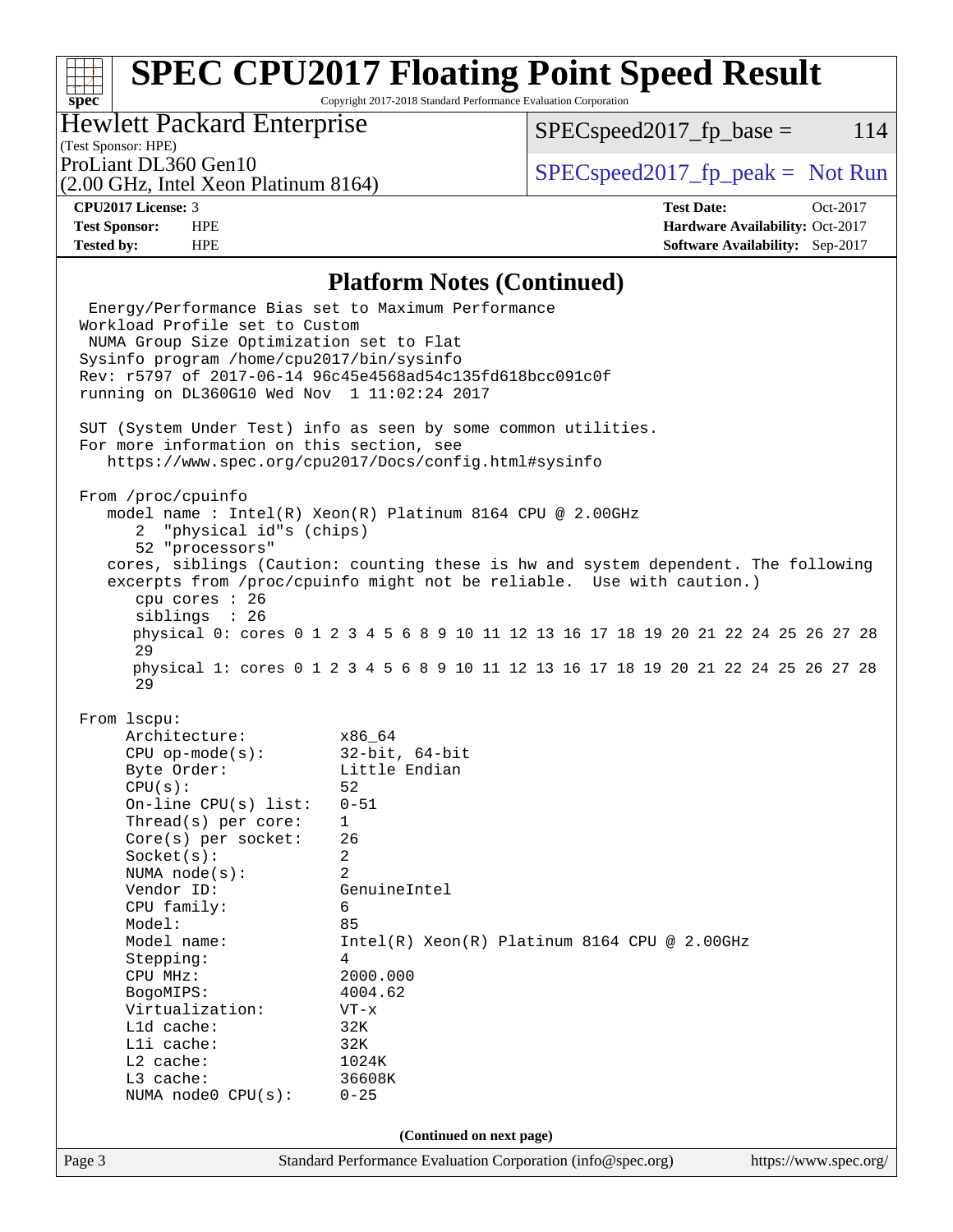## Platform Notes (Continued)

```
  Energy/Performance Bias set to Maximum Performance
 Workload Profile set to Custom
  NUMA Group Size Optimization set to Flat
 Sysinfo program /home/cpu2017/bin/sysinfo
 Rev: r5797 of 2017-06-14 96c45e4568ad54c135fd618bcc091c0f
 running on DL360G10 Wed Nov  1 11:02:24 2017

 SUT (System Under Test) info as seen by some common utilities.
 For more information on this section, see
    https://www.spec.org/cpu2017/Docs/config.html#sysinfo

 From /proc/cpuinfo
    model name : Intel(R) Xeon(R) Platinum 8164 CPU @ 2.00GHz
       2  "physical id"s (chips)
       52 "processors"
    cores, siblings (Caution: counting these is hw and system dependent. The following
    excerpts from /proc/cpuinfo might not be reliable.  Use with caution.)
       cpu cores : 26
       siblings  : 26
       physical 0: cores 0 1 2 3 4 5 6 8 9 10 11 12 13 16 17 18 19 20 21 22 24 25 26 27 28
       29
       physical 1: cores 0 1 2 3 4 5 6 8 9 10 11 12 13 16 17 18 19 20 21 22 24 25 26 27 28
       29

 From lscpu:
      Architecture:          x86_64
      CPU op-mode(s):        32-bit, 64-bit
      Byte Order:            Little Endian
      CPU(s):                52
      On-line CPU(s) list:   0-51
      Thread(s) per core:    1
      Core(s) per socket:    26
      Socket(s):             2
      NUMA node(s):          2
      Vendor ID:             GenuineIntel
      CPU family:            6
      Model:                 85
      Model name:            Intel(R) Xeon(R) Platinum 8164 CPU @ 2.00GHz
      Stepping:              4
      CPU MHz:               2000.000
      BogoMIPS:              4004.62
      Virtualization:        VT-x
      L1d cache:             32K
      L1i cache:             32K
      L2 cache:              1024K
      L3 cache:              36608K
      NUMA node0 CPU(s):     0-25
```

(Continued on next page)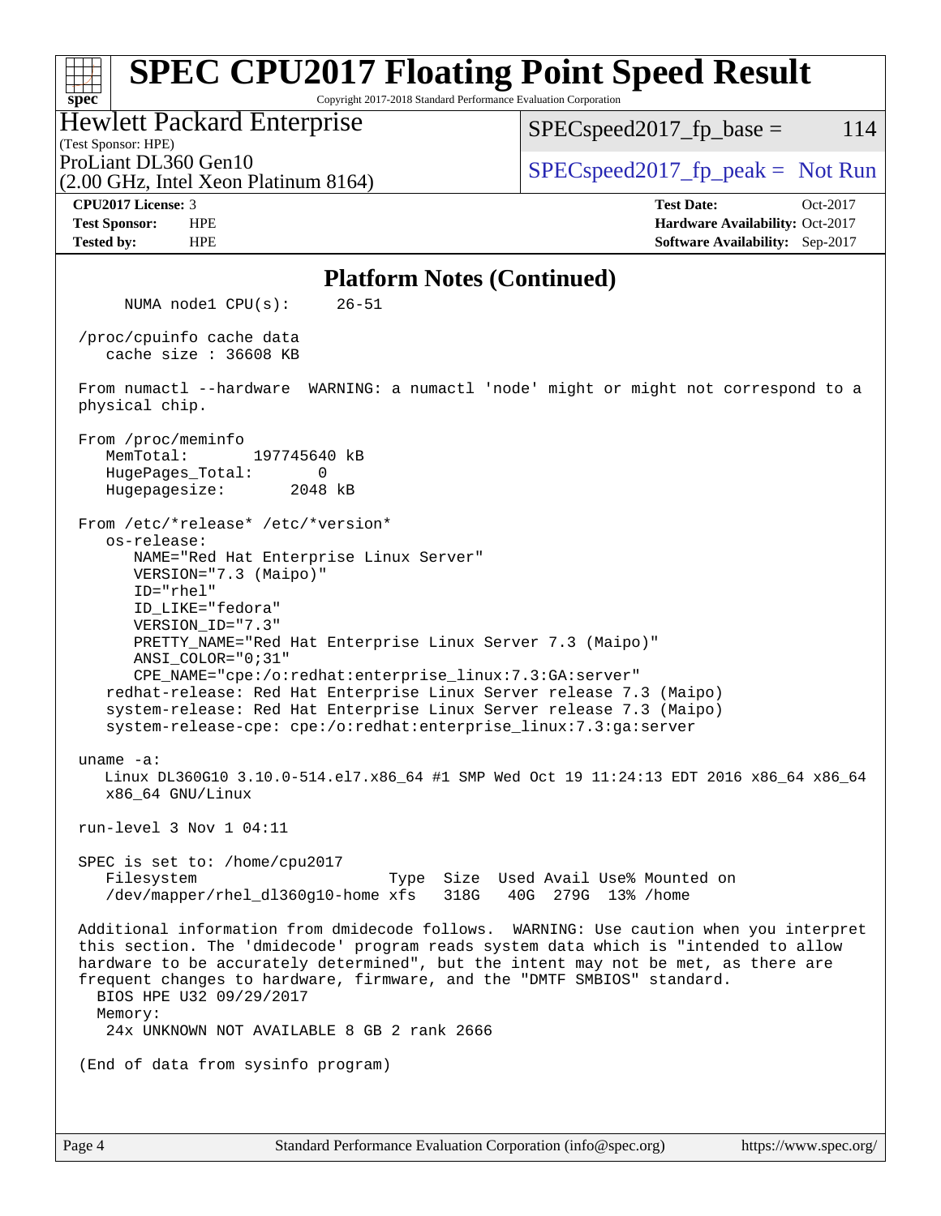# SPEC CPU2017 Floating Point Speed Result

Copyright 2017-2018 Standard Performance Evaluation Corporation

**Hewlett Packard Enterprise**
(Test Sponsor: HPE)
ProLiant DL360 Gen10
(2.00 GHz, Intel Xeon Platinum 8164)

SPECspeed2017_fp_base = 114

SPECspeed2017_fp_peak = Not Run

**CPU2017 License:** 3
**Test Sponsor:** HPE
**Tested by:** HPE

**Test Date:** Oct-2017
**Hardware Availability:** Oct-2017
**Software Availability:** Sep-2017

## Platform Notes (Continued)

```
      NUMA node1 CPU(s):     26-51

 /proc/cpuinfo cache data
    cache size : 36608 KB

 From numactl --hardware  WARNING: a numactl 'node' might or might not correspond to a
 physical chip.

 From /proc/meminfo
    MemTotal:       197745640 kB
    HugePages_Total:       0
    Hugepagesize:       2048 kB

 From /etc/*release* /etc/*version*
    os-release:
       NAME="Red Hat Enterprise Linux Server"
       VERSION="7.3 (Maipo)"
       ID="rhel"
       ID_LIKE="fedora"
       VERSION_ID="7.3"
       PRETTY_NAME="Red Hat Enterprise Linux Server 7.3 (Maipo)"
       ANSI_COLOR="0;31"
       CPE_NAME="cpe:/o:redhat:enterprise_linux:7.3:GA:server"
    redhat-release: Red Hat Enterprise Linux Server release 7.3 (Maipo)
    system-release: Red Hat Enterprise Linux Server release 7.3 (Maipo)
    system-release-cpe: cpe:/o:redhat:enterprise_linux:7.3:ga:server

 uname -a:
    Linux DL360G10 3.10.0-514.el7.x86_64 #1 SMP Wed Oct 19 11:24:13 EDT 2016 x86_64 x86_64
    x86_64 GNU/Linux

 run-level 3 Nov 1 04:11

 SPEC is set to: /home/cpu2017
    Filesystem                       Type  Size  Used Avail Use% Mounted on
    /dev/mapper/rhel_dl360g10-home xfs   318G   40G  279G  13% /home

 Additional information from dmidecode follows.  WARNING: Use caution when you interpret
 this section. The 'dmidecode' program reads system data which is "intended to allow
 hardware to be accurately determined", but the intent may not be met, as there are
 frequent changes to hardware, firmware, and the "DMTF SMBIOS" standard.
   BIOS HPE U32 09/29/2017
   Memory:
    24x UNKNOWN NOT AVAILABLE 8 GB 2 rank 2666

 (End of data from sysinfo program)
```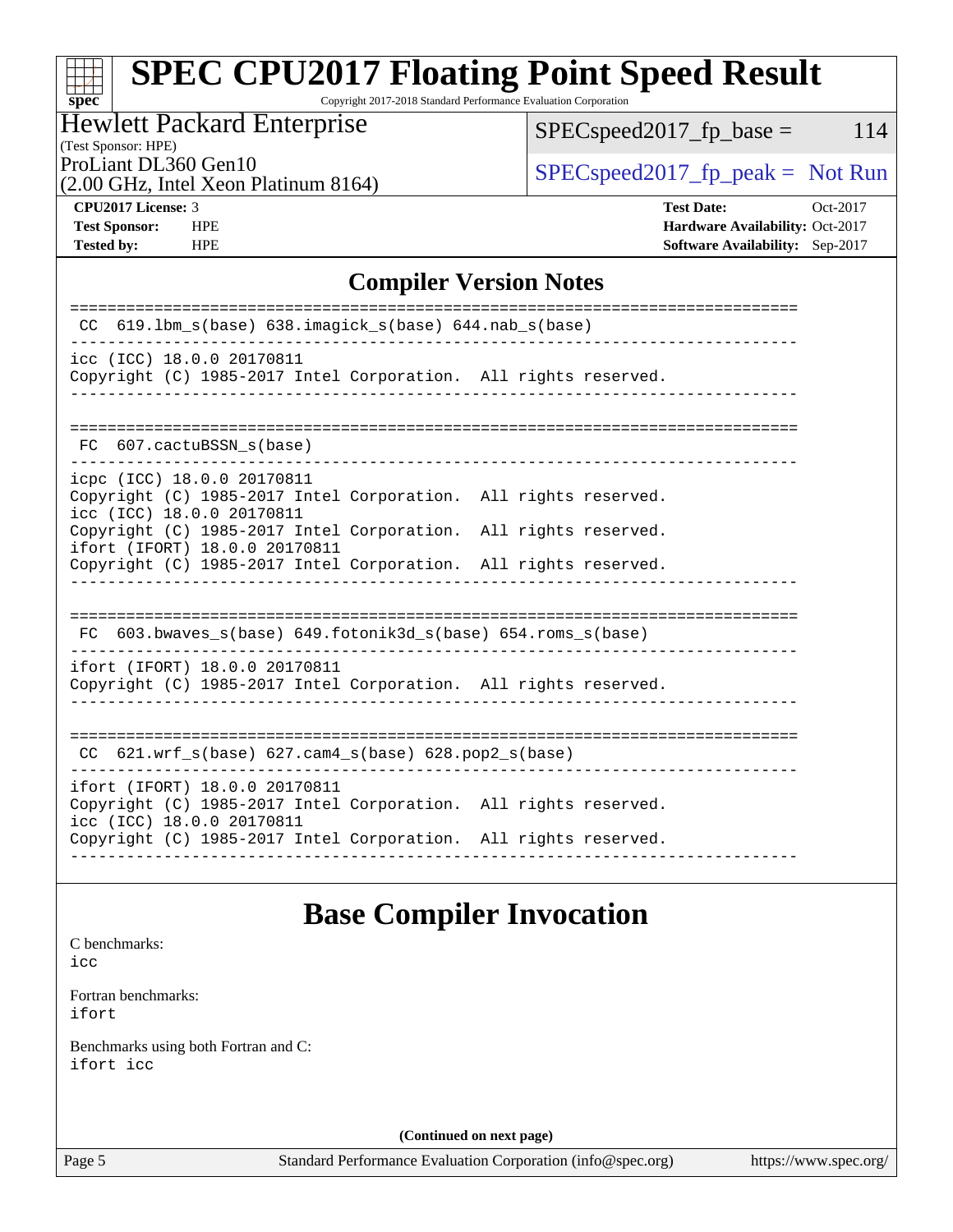# Compiler Version Notes

```
==============================================================================
 CC  619.lbm_s(base) 638.imagick_s(base) 644.nab_s(base)
------------------------------------------------------------------------------
icc (ICC) 18.0.0 20170811
Copyright (C) 1985-2017 Intel Corporation.  All rights reserved.
------------------------------------------------------------------------------

==============================================================================
 FC  607.cactuBSSN_s(base)
------------------------------------------------------------------------------
icpc (ICC) 18.0.0 20170811
Copyright (C) 1985-2017 Intel Corporation.  All rights reserved.
icc (ICC) 18.0.0 20170811
Copyright (C) 1985-2017 Intel Corporation.  All rights reserved.
ifort (IFORT) 18.0.0 20170811
Copyright (C) 1985-2017 Intel Corporation.  All rights reserved.
------------------------------------------------------------------------------

==============================================================================
 FC  603.bwaves_s(base) 649.fotonik3d_s(base) 654.roms_s(base)
------------------------------------------------------------------------------
ifort (IFORT) 18.0.0 20170811
Copyright (C) 1985-2017 Intel Corporation.  All rights reserved.
------------------------------------------------------------------------------

==============================================================================
 CC  621.wrf_s(base) 627.cam4_s(base) 628.pop2_s(base)
------------------------------------------------------------------------------
ifort (IFORT) 18.0.0 20170811
Copyright (C) 1985-2017 Intel Corporation.  All rights reserved.
icc (ICC) 18.0.0 20170811
Copyright (C) 1985-2017 Intel Corporation.  All rights reserved.
------------------------------------------------------------------------------
```

# Base Compiler Invocation

C benchmarks:
`icc`

Fortran benchmarks:
`ifort`

Benchmarks using both Fortran and C:
`ifort icc`

**(Continued on next page)**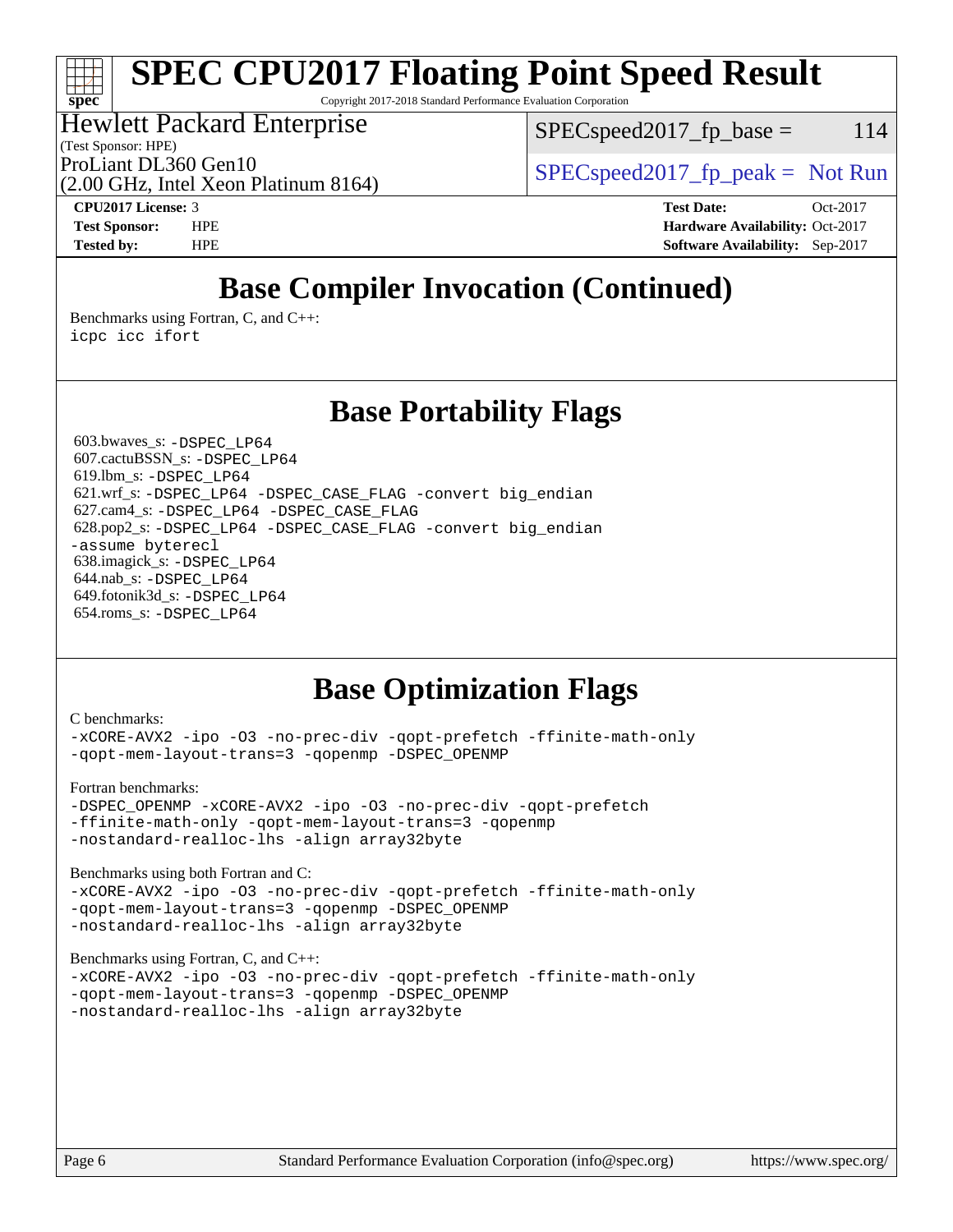## Base Compiler Invocation (Continued)

Benchmarks using Fortran, C, and C++:
```
icpc icc ifort
```

## Base Portability Flags

603.bwaves_s: `-DSPEC_LP64`
607.cactuBSSN_s: `-DSPEC_LP64`
619.lbm_s: `-DSPEC_LP64`
621.wrf_s: `-DSPEC_LP64 -DSPEC_CASE_FLAG -convert big_endian`
627.cam4_s: `-DSPEC_LP64 -DSPEC_CASE_FLAG`
628.pop2_s: `-DSPEC_LP64 -DSPEC_CASE_FLAG -convert big_endian -assume byterecl`
638.imagick_s: `-DSPEC_LP64`
644.nab_s: `-DSPEC_LP64`
649.fotonik3d_s: `-DSPEC_LP64`
654.roms_s: `-DSPEC_LP64`

## Base Optimization Flags

C benchmarks:
```
-xCORE-AVX2 -ipo -O3 -no-prec-div -qopt-prefetch -ffinite-math-only
-qopt-mem-layout-trans=3 -qopenmp -DSPEC_OPENMP
```

Fortran benchmarks:
```
-DSPEC_OPENMP -xCORE-AVX2 -ipo -O3 -no-prec-div -qopt-prefetch
-ffinite-math-only -qopt-mem-layout-trans=3 -qopenmp
-nostandard-realloc-lhs -align array32byte
```

Benchmarks using both Fortran and C:
```
-xCORE-AVX2 -ipo -O3 -no-prec-div -qopt-prefetch -ffinite-math-only
-qopt-mem-layout-trans=3 -qopenmp -DSPEC_OPENMP
-nostandard-realloc-lhs -align array32byte
```

Benchmarks using Fortran, C, and C++:
```
-xCORE-AVX2 -ipo -O3 -no-prec-div -qopt-prefetch -ffinite-math-only
-qopt-mem-layout-trans=3 -qopenmp -DSPEC_OPENMP
-nostandard-realloc-lhs -align array32byte
```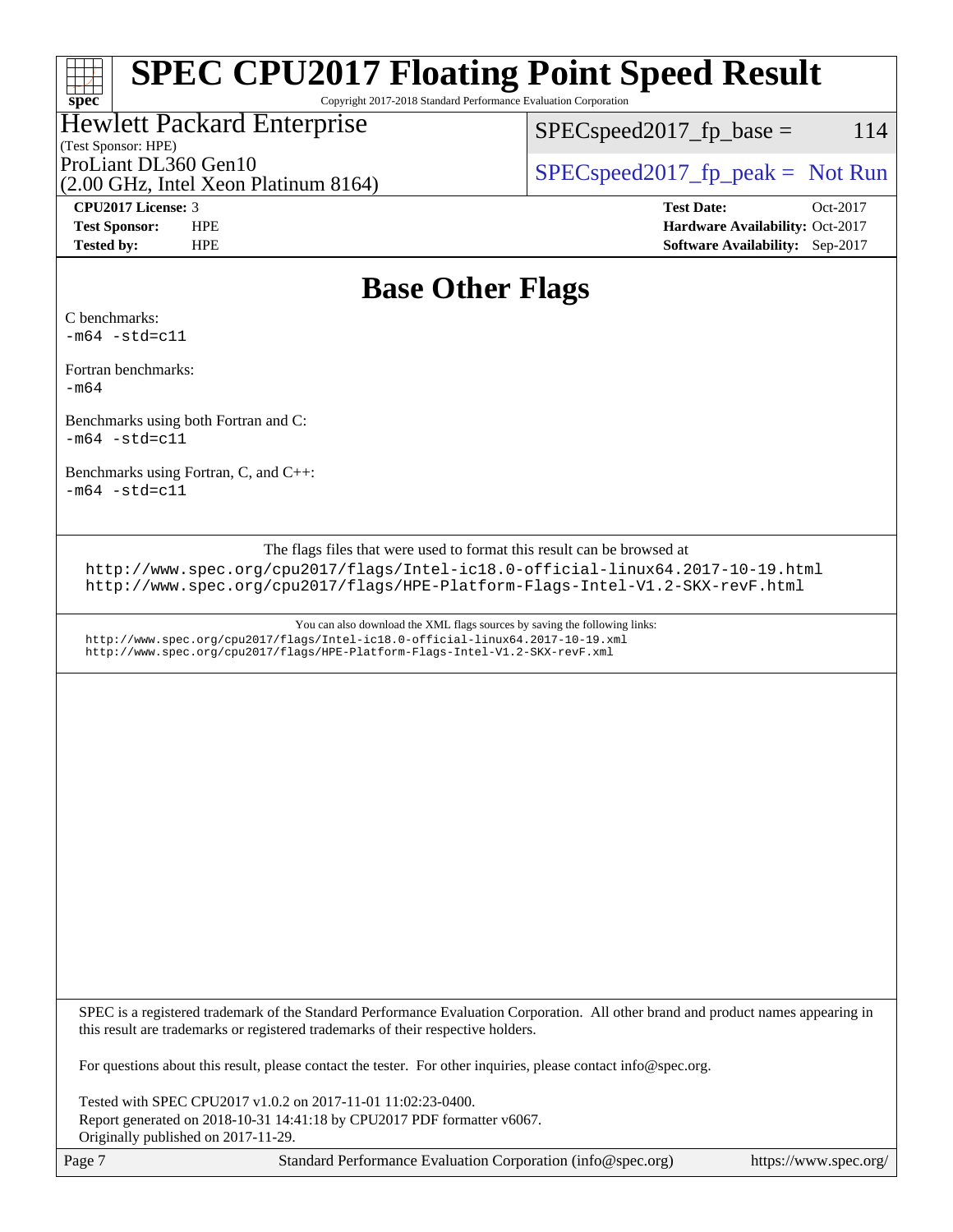# Base Other Flags

C benchmarks:
-m64 -std=c11

Fortran benchmarks:
-m64

Benchmarks using both Fortran and C:
-m64 -std=c11

Benchmarks using Fortran, C, and C++:
-m64 -std=c11

The flags files that were used to format this result can be browsed at
http://www.spec.org/cpu2017/flags/Intel-ic18.0-official-linux64.2017-10-19.html
http://www.spec.org/cpu2017/flags/HPE-Platform-Flags-Intel-V1.2-SKX-revF.html

You can also download the XML flags sources by saving the following links:
http://www.spec.org/cpu2017/flags/Intel-ic18.0-official-linux64.2017-10-19.xml
http://www.spec.org/cpu2017/flags/HPE-Platform-Flags-Intel-V1.2-SKX-revF.xml

SPEC is a registered trademark of the Standard Performance Evaluation Corporation. All other brand and product names appearing in this result are trademarks or registered trademarks of their respective holders.

For questions about this result, please contact the tester. For other inquiries, please contact info@spec.org.

Tested with SPEC CPU2017 v1.0.2 on 2017-11-01 11:02:23-0400.
Report generated on 2018-10-31 14:41:18 by CPU2017 PDF formatter v6067.
Originally published on 2017-11-29.